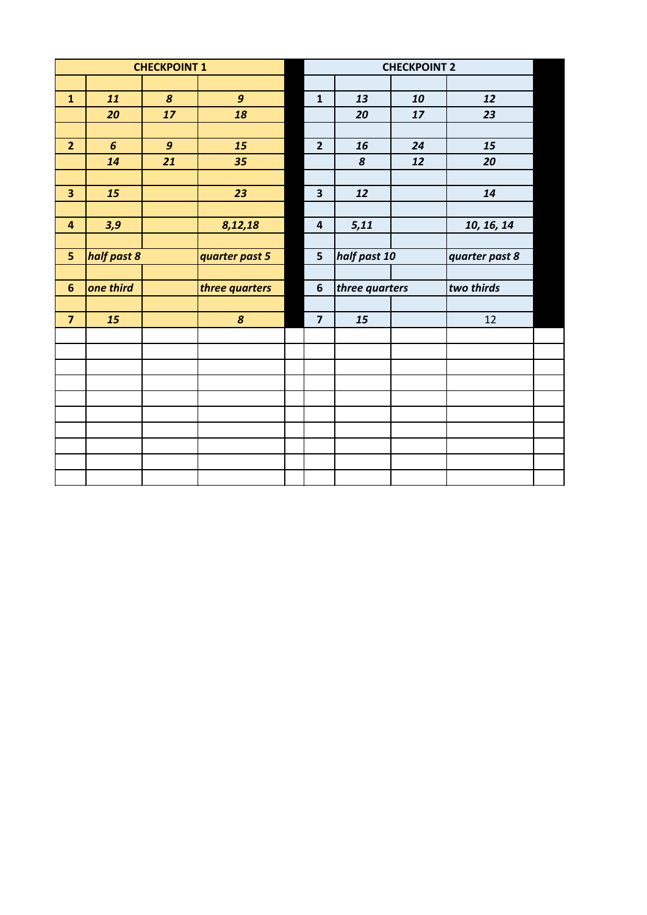| CHECKPOINT 1 | | | | | CHECKPOINT 2 | | | |
|---|---|---|---|---|---|---|---|---|
| | | | | | | | | |
| **1** | ***11*** | ***8*** | ***9*** | | **1** | ***13*** | ***10*** | ***12*** |
| | ***20*** | ***17*** | ***18*** | | | ***20*** | ***17*** | ***23*** |
| | | | | | | | | |
| **2** | ***6*** | ***9*** | ***15*** | | **2** | ***16*** | ***24*** | ***15*** |
| | ***14*** | ***21*** | ***35*** | | | ***8*** | ***12*** | ***20*** |
| | | | | | | | | |
| **3** | ***15*** | | ***23*** | | **3** | ***12*** | | ***14*** |
| | | | | | | | | |
| **4** | ***3,9*** | | ***8,12,18*** | | **4** | ***5,11*** | | ***10, 16, 14*** |
| | | | | | | | | |
| **5** | ***half past 8*** | | ***quarter past 5*** | | **5** | ***half past 10*** | | ***quarter past 8*** |
| | | | | | | | | |
| **6** | ***one third*** | | ***three quarters*** | | **6** | ***three quarters*** | | ***two thirds*** |
| | | | | | | | | |
| **7** | ***15*** | | ***8*** | | **7** | ***15*** | | 12 |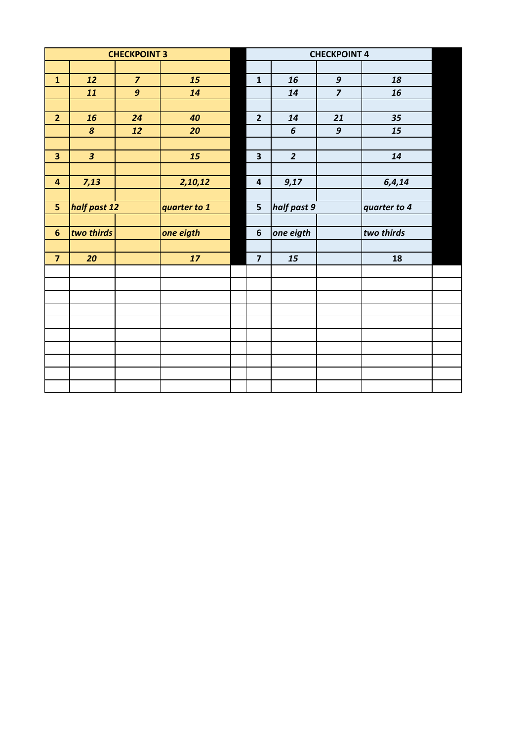| CHECKPOINT 3 | | | | | CHECKPOINT 4 | | | |
|---|---|---|---|---|---|---|---|---|
| | | | | | | | | |
| **1** | ***12*** | ***7*** | ***15*** | | **1** | ***16*** | ***9*** | ***18*** |
| | ***11*** | ***9*** | ***14*** | | | ***14*** | ***7*** | ***16*** |
| | | | | | | | | |
| **2** | ***16*** | ***24*** | ***40*** | | **2** | ***14*** | ***21*** | ***35*** |
| | ***8*** | ***12*** | ***20*** | | | ***6*** | ***9*** | ***15*** |
| | | | | | | | | |
| **3** | ***3*** | | ***15*** | | **3** | ***2*** | | ***14*** |
| | | | | | | | | |
| **4** | ***7,13*** | | ***2,10,12*** | | **4** | ***9,17*** | | ***6,4,14*** |
| | | | | | | | | |
| **5** | ***half past 12*** | | ***quarter to 1*** | | **5** | ***half past 9*** | | ***quarter to 4*** |
| | | | | | | | | |
| **6** | ***two thirds*** | | ***one eigth*** | | **6** | ***one eigth*** | | ***two thirds*** |
| | | | | | | | | |
| **7** | ***20*** | | ***17*** | | **7** | ***15*** | | **18** |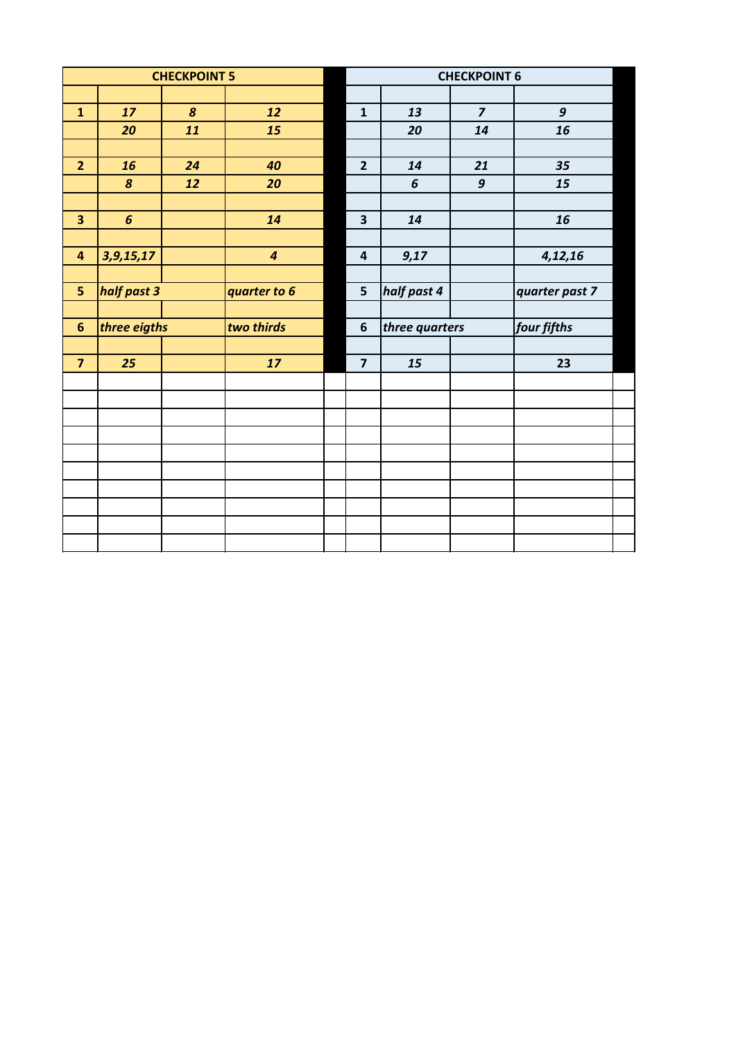| CHECKPOINT 5 | | | | CHECKPOINT 6 | | | |
|---|---|---|---|---|---|---|---|
| | | | | | | | |
| **1** | ***17*** | ***8*** | ***12*** | **1** | ***13*** | ***7*** | ***9*** |
| | ***20*** | ***11*** | ***15*** | | ***20*** | ***14*** | ***16*** |
| | | | | | | | |
| **2** | ***16*** | ***24*** | ***40*** | **2** | ***14*** | ***21*** | ***35*** |
| | ***8*** | ***12*** | ***20*** | | ***6*** | ***9*** | ***15*** |
| | | | | | | | |
| **3** | ***6*** | | ***14*** | **3** | ***14*** | | ***16*** |
| | | | | | | | |
| **4** | ***3,9,15,17*** | | ***4*** | **4** | ***9,17*** | | ***4,12,16*** |
| | | | | | | | |
| **5** | ***half past 3*** | | ***quarter to 6*** | **5** | ***half past 4*** | | ***quarter past 7*** |
| | | | | | | | |
| **6** | ***three eigths*** | | ***two thirds*** | **6** | ***three quarters*** | | ***four fifths*** |
| | | | | | | | |
| **7** | ***25*** | | ***17*** | **7** | ***15*** | | **23** |